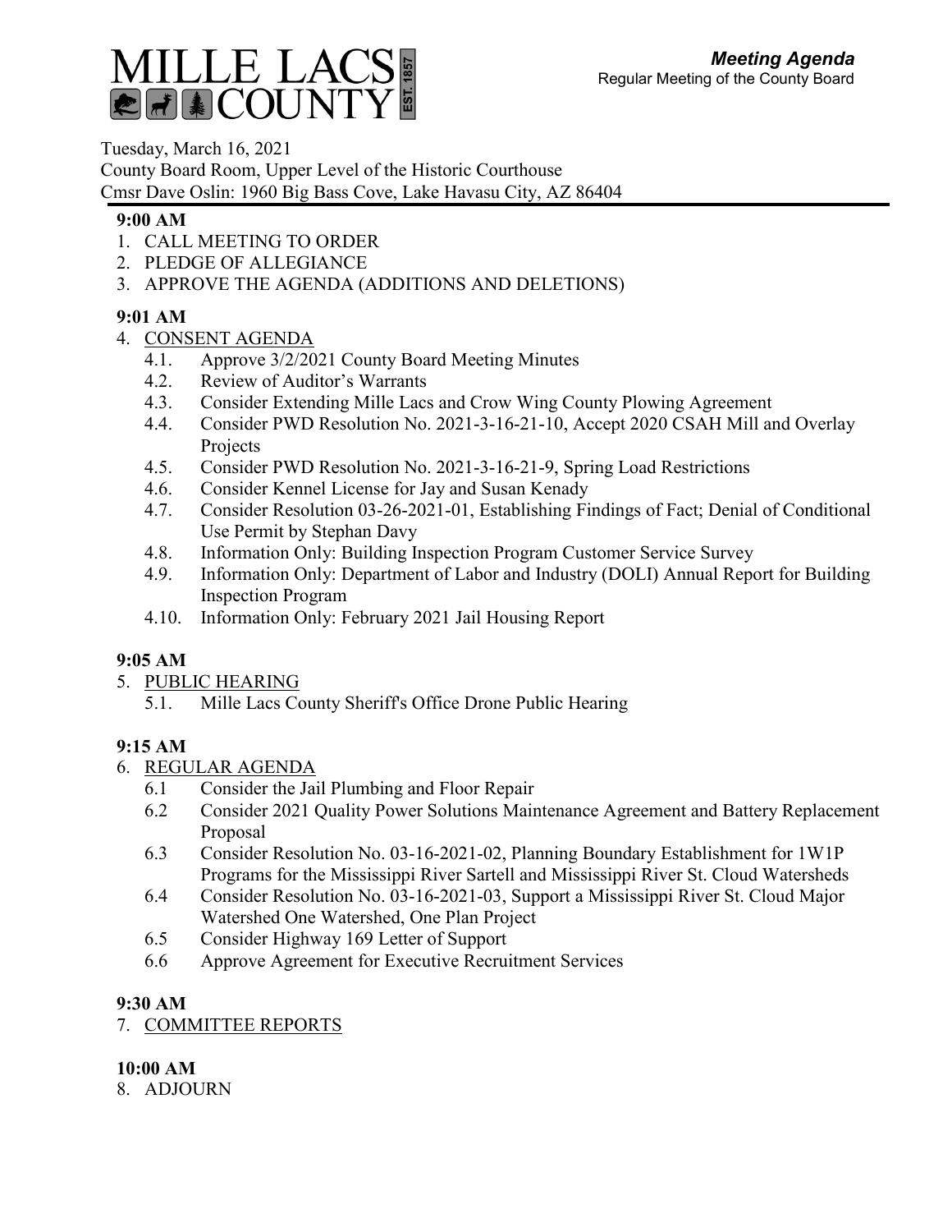# MILLE LACS COUNTY

EST. 1857

***Meeting Agenda***

Regular Meeting of the County Board

Tuesday, March 16, 2021

County Board Room, Upper Level of the Historic Courthouse

Cmsr Dave Oslin: 1960 Big Bass Cove, Lake Havasu City, AZ 86404

**9:00 AM**

1. CALL MEETING TO ORDER
2. PLEDGE OF ALLEGIANCE
3. APPROVE THE AGENDA (ADDITIONS AND DELETIONS)

**9:01 AM**

4. CONSENT AGENDA
   - 4.1. Approve 3/2/2021 County Board Meeting Minutes
   - 4.2. Review of Auditor's Warrants
   - 4.3. Consider Extending Mille Lacs and Crow Wing County Plowing Agreement
   - 4.4. Consider PWD Resolution No. 2021-3-16-21-10, Accept 2020 CSAH Mill and Overlay Projects
   - 4.5. Consider PWD Resolution No. 2021-3-16-21-9, Spring Load Restrictions
   - 4.6. Consider Kennel License for Jay and Susan Kenady
   - 4.7. Consider Resolution 03-26-2021-01, Establishing Findings of Fact; Denial of Conditional Use Permit by Stephan Davy
   - 4.8. Information Only: Building Inspection Program Customer Service Survey
   - 4.9. Information Only: Department of Labor and Industry (DOLI) Annual Report for Building Inspection Program
   - 4.10. Information Only: February 2021 Jail Housing Report

**9:05 AM**

5. PUBLIC HEARING
   - 5.1. Mille Lacs County Sheriff's Office Drone Public Hearing

**9:15 AM**

6. REGULAR AGENDA
   - 6.1 Consider the Jail Plumbing and Floor Repair
   - 6.2 Consider 2021 Quality Power Solutions Maintenance Agreement and Battery Replacement Proposal
   - 6.3 Consider Resolution No. 03-16-2021-02, Planning Boundary Establishment for 1W1P Programs for the Mississippi River Sartell and Mississippi River St. Cloud Watersheds
   - 6.4 Consider Resolution No. 03-16-2021-03, Support a Mississippi River St. Cloud Major Watershed One Watershed, One Plan Project
   - 6.5 Consider Highway 169 Letter of Support
   - 6.6 Approve Agreement for Executive Recruitment Services

**9:30 AM**

7. COMMITTEE REPORTS

**10:00 AM**

8. ADJOURN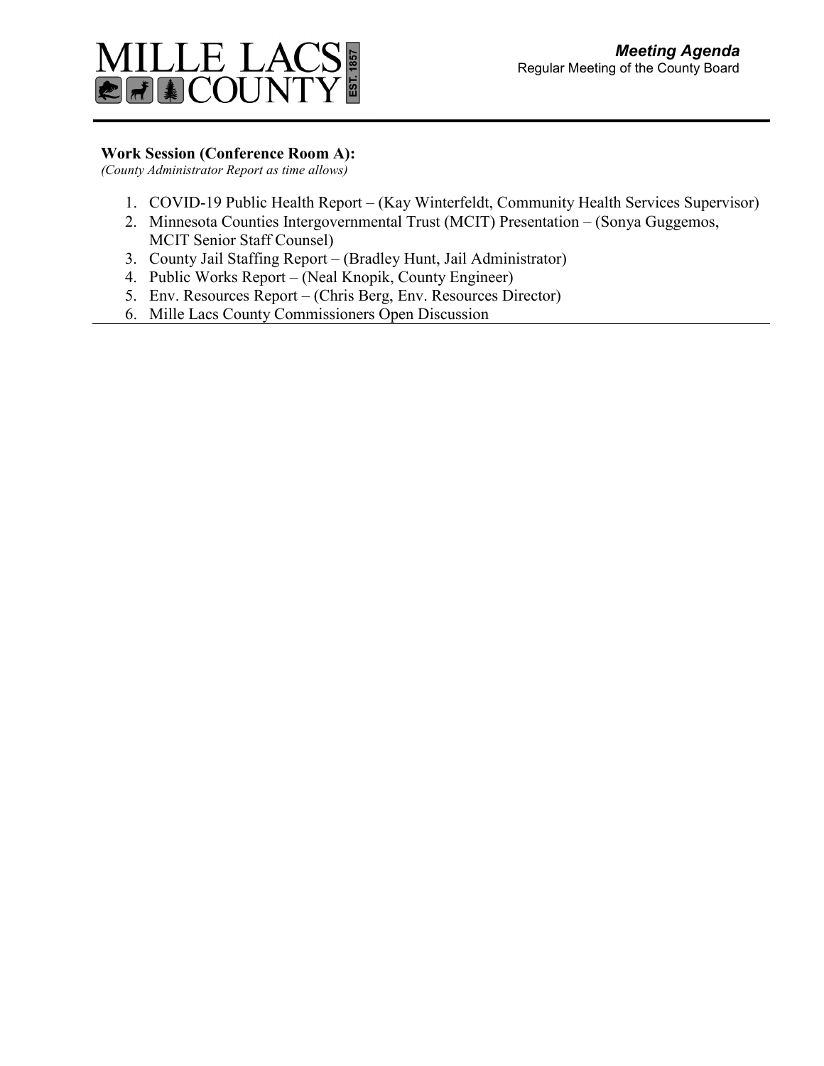**Work Session (Conference Room A):**

*(County Administrator Report as time allows)*

1. COVID-19 Public Health Report – (Kay Winterfeldt, Community Health Services Supervisor)
2. Minnesota Counties Intergovernmental Trust (MCIT) Presentation – (Sonya Guggemos, MCIT Senior Staff Counsel)
3. County Jail Staffing Report – (Bradley Hunt, Jail Administrator)
4. Public Works Report – (Neal Knopik, County Engineer)
5. Env. Resources Report – (Chris Berg, Env. Resources Director)
6. Mille Lacs County Commissioners Open Discussion